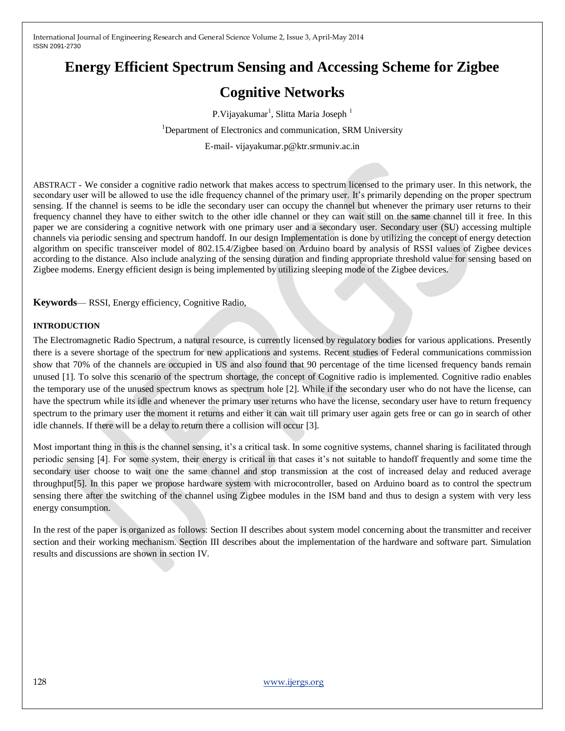# Energy Efficient Spectrum Sensing and Accessing Scheme for Zigbee Cognitive Networks

P.Vijayakumar[1], Slitta Maria Joseph [1]

[1]Department of Electronics and communication, SRM University

E-mail- vijayakumar.p@ktr.srmuniv.ac.in

ABSTRACT - We consider a cognitive radio network that makes access to spectrum licensed to the primary user. In this network, the secondary user will be allowed to use the idle frequency channel of the primary user. It's primarily depending on the proper spectrum sensing. If the channel is seems to be idle the secondary user can occupy the channel but whenever the primary user returns to their frequency channel they have to either switch to the other idle channel or they can wait still on the same channel till it free. In this paper we are considering a cognitive network with one primary user and a secondary user. Secondary user (SU) accessing multiple channels via periodic sensing and spectrum handoff. In our design Implementation is done by utilizing the concept of energy detection algorithm on specific transceiver model of 802.15.4/Zigbee based on Arduino board by analysis of RSSI values of Zigbee devices according to the distance. Also include analyzing of the sensing duration and finding appropriate threshold value for sensing based on Zigbee modems. Energy efficient design is being implemented by utilizing sleeping mode of the Zigbee devices.

**Keywords**— RSSI, Energy efficiency, Cognitive Radio,

## INTRODUCTION

The Electromagnetic Radio Spectrum, a natural resource, is currently licensed by regulatory bodies for various applications. Presently there is a severe shortage of the spectrum for new applications and systems. Recent studies of Federal communications commission show that 70% of the channels are occupied in US and also found that 90 percentage of the time licensed frequency bands remain unused [1]. To solve this scenario of the spectrum shortage, the concept of Cognitive radio is implemented. Cognitive radio enables the temporary use of the unused spectrum knows as spectrum hole [2]. While if the secondary user who do not have the license, can have the spectrum while its idle and whenever the primary user returns who have the license, secondary user have to return frequency spectrum to the primary user the moment it returns and either it can wait till primary user again gets free or can go in search of other idle channels. If there will be a delay to return there a collision will occur [3].

Most important thing in this is the channel sensing, it's a critical task. In some cognitive systems, channel sharing is facilitated through periodic sensing [4]. For some system, their energy is critical in that cases it's not suitable to handoff frequently and some time the secondary user choose to wait one the same channel and stop transmission at the cost of increased delay and reduced average throughput[5]. In this paper we propose hardware system with microcontroller, based on Arduino board as to control the spectrum sensing there after the switching of the channel using Zigbee modules in the ISM band and thus to design a system with very less energy consumption.

In the rest of the paper is organized as follows: Section II describes about system model concerning about the transmitter and receiver section and their working mechanism. Section III describes about the implementation of the hardware and software part. Simulation results and discussions are shown in section IV.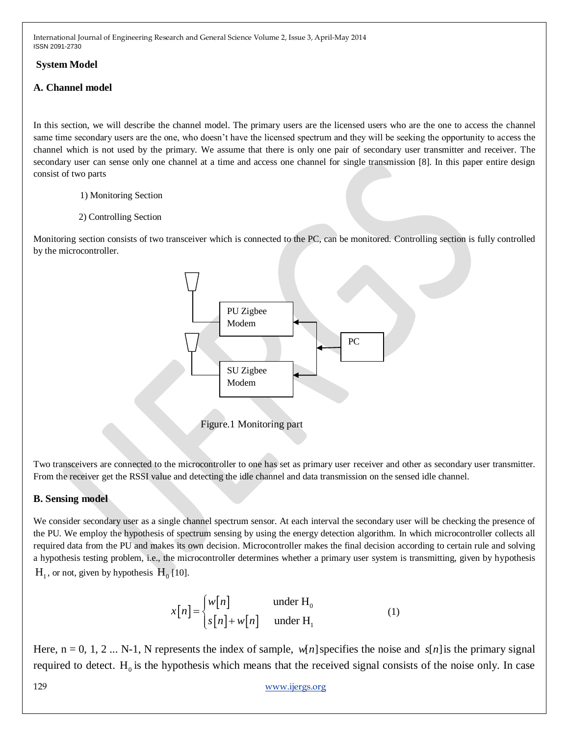## System Model

### A. Channel model

In this section, we will describe the channel model. The primary users are the licensed users who are the one to access the channel same time secondary users are the one, who doesn't have the licensed spectrum and they will be seeking the opportunity to access the channel which is not used by the primary. We assume that there is only one pair of secondary user transmitter and receiver. The secondary user can sense only one channel at a time and access one channel for single transmission [8]. In this paper entire design consist of two parts

1) Monitoring Section

2) Controlling Section

Monitoring section consists of two transceiver which is connected to the PC, can be monitored. Controlling section is fully controlled by the microcontroller.

Figure.1 Monitoring part

Two transceivers are connected to the microcontroller to one has set as primary user receiver and other as secondary user transmitter. From the receiver get the RSSI value and detecting the idle channel and data transmission on the sensed idle channel.

### B. Sensing model

We consider secondary user as a single channel spectrum sensor. At each interval the secondary user will be checking the presence of the PU. We employ the hypothesis of spectrum sensing by using the energy detection algorithm. In which microcontroller collects all required data from the PU and makes its own decision. Microcontroller makes the final decision according to certain rule and solving a hypothesis testing problem, i.e., the microcontroller determines whether a primary user system is transmitting, given by hypothesis $\mathrm{H}_1$, or not, given by hypothesis $\mathrm{H}_0$ [10].

$$x[n] = \begin{cases} w[n] & \text{under } \mathrm{H}_0 \\ s[n] + w[n] & \text{under } \mathrm{H}_1 \end{cases} \tag{1}$$

Here, n = 0, 1, 2 ... N-1, N represents the index of sample, $w[n]$ specifies the noise and $s[n]$ is the primary signal required to detect. $\mathrm{H}_0$ is the hypothesis which means that the received signal consists of the noise only. In case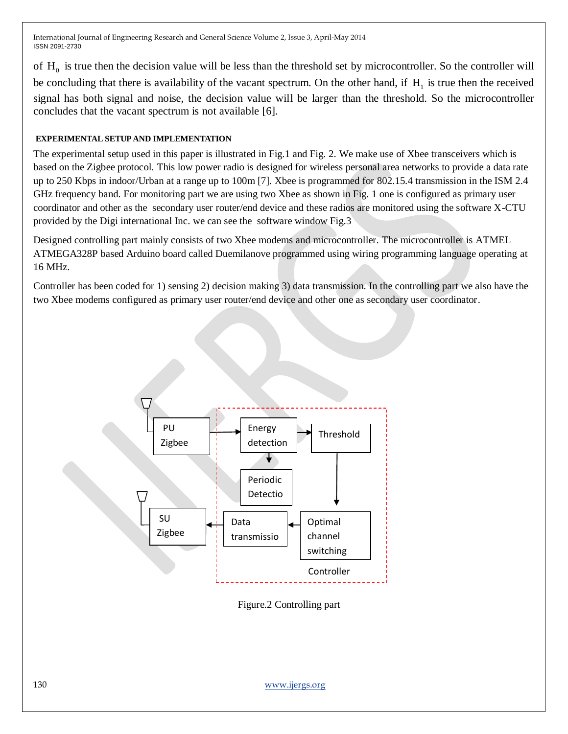of $H_0$ is true then the decision value will be less than the threshold set by microcontroller. So the controller will be concluding that there is availability of the vacant spectrum. On the other hand, if $H_1$ is true then the received signal has both signal and noise, the decision value will be larger than the threshold. So the microcontroller concludes that the vacant spectrum is not available [6].

## EXPERIMENTAL SETUP AND IMPLEMENTATION

The experimental setup used in this paper is illustrated in Fig.1 and Fig. 2. We make use of Xbee transceivers which is based on the Zigbee protocol. This low power radio is designed for wireless personal area networks to provide a data rate up to 250 Kbps in indoor/Urban at a range up to 100m [7]. Xbee is programmed for 802.15.4 transmission in the ISM 2.4 GHz frequency band. For monitoring part we are using two Xbee as shown in Fig. 1 one is configured as primary user coordinator and other as the secondary user router/end device and these radios are monitored using the software X-CTU provided by the Digi international Inc. we can see the software window Fig.3

Designed controlling part mainly consists of two Xbee modems and microcontroller. The microcontroller is ATMEL ATMEGA328P based Arduino board called Duemilanove programmed using wiring programming language operating at 16 MHz.

Controller has been coded for 1) sensing 2) decision making 3) data transmission. In the controlling part we also have the two Xbee modems configured as primary user router/end device and other one as secondary user coordinator.

PU Zigbee → Energy detection → Threshold → Optimal channel switching → Data transmissio → SU Zigbee; Energy detection → Periodic Detectio; Controller

Figure.2 Controlling part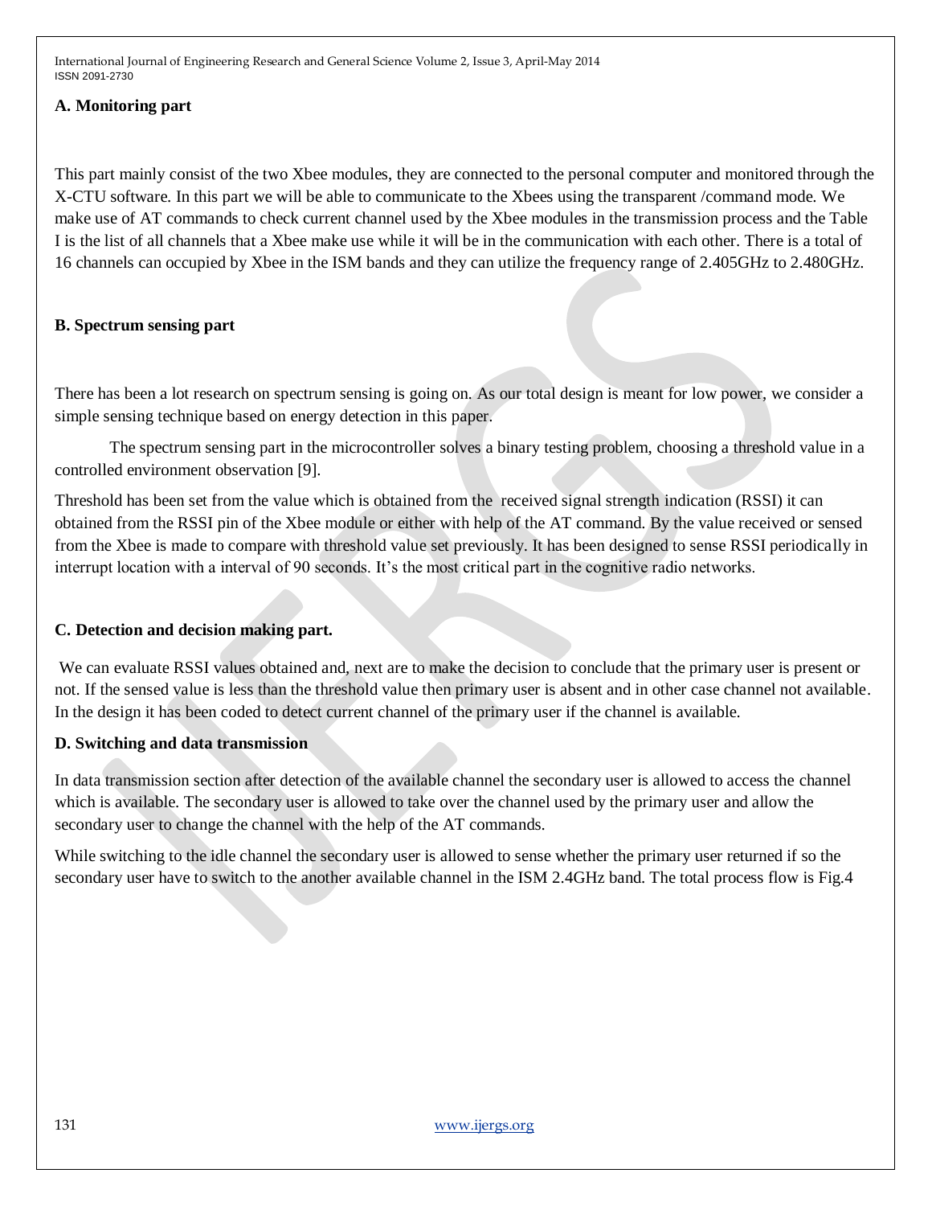### A. Monitoring part

This part mainly consist of the two Xbee modules, they are connected to the personal computer and monitored through the X-CTU software. In this part we will be able to communicate to the Xbees using the transparent /command mode. We make use of AT commands to check current channel used by the Xbee modules in the transmission process and the Table I is the list of all channels that a Xbee make use while it will be in the communication with each other. There is a total of 16 channels can occupied by Xbee in the ISM bands and they can utilize the frequency range of 2.405GHz to 2.480GHz.

### B. Spectrum sensing part

There has been a lot research on spectrum sensing is going on. As our total design is meant for low power, we consider a simple sensing technique based on energy detection in this paper.

The spectrum sensing part in the microcontroller solves a binary testing problem, choosing a threshold value in a controlled environment observation [9].

Threshold has been set from the value which is obtained from the received signal strength indication (RSSI) it can obtained from the RSSI pin of the Xbee module or either with help of the AT command. By the value received or sensed from the Xbee is made to compare with threshold value set previously. It has been designed to sense RSSI periodically in interrupt location with a interval of 90 seconds. It's the most critical part in the cognitive radio networks.

### C. Detection and decision making part.

We can evaluate RSSI values obtained and, next are to make the decision to conclude that the primary user is present or not. If the sensed value is less than the threshold value then primary user is absent and in other case channel not available. In the design it has been coded to detect current channel of the primary user if the channel is available.

### D. Switching and data transmission

In data transmission section after detection of the available channel the secondary user is allowed to access the channel which is available. The secondary user is allowed to take over the channel used by the primary user and allow the secondary user to change the channel with the help of the AT commands.

While switching to the idle channel the secondary user is allowed to sense whether the primary user returned if so the secondary user have to switch to the another available channel in the ISM 2.4GHz band. The total process flow is Fig.4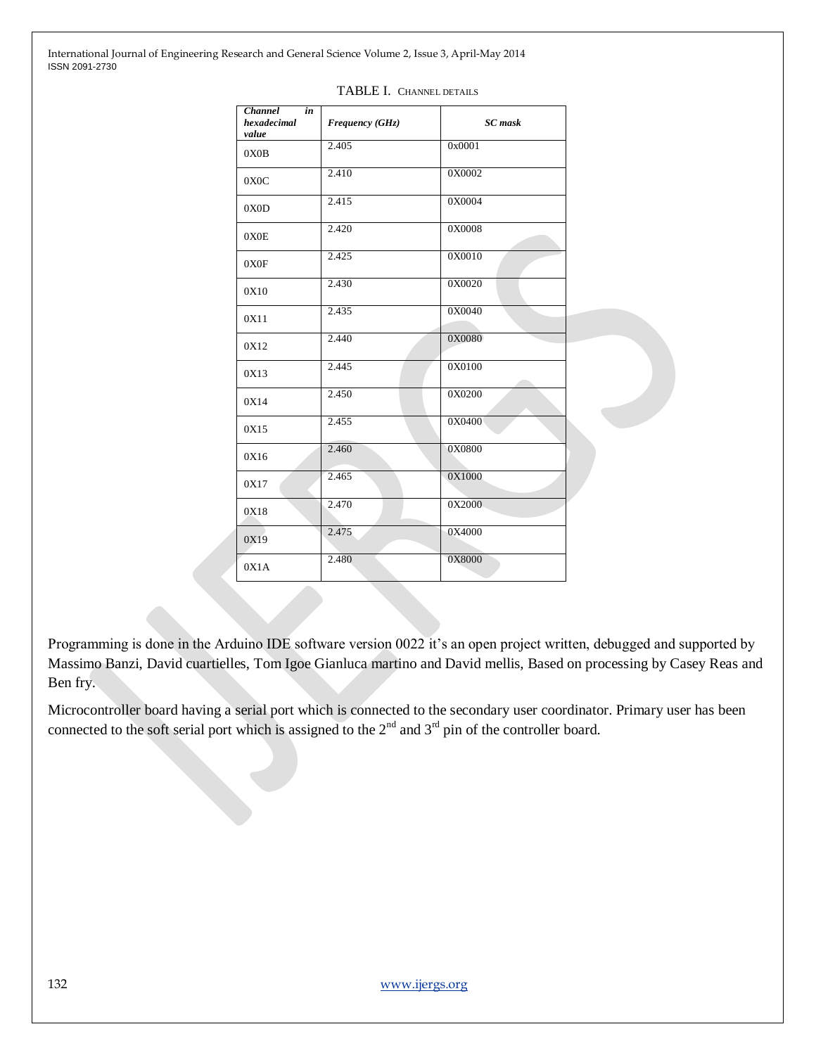TABLE I. CHANNEL DETAILS

| *Channel in hexadecimal value* | *Frequency (GHz)* | *SC mask* |
|---|---|---|
| 0X0B | 2.405 | 0x0001 |
| 0X0C | 2.410 | 0X0002 |
| 0X0D | 2.415 | 0X0004 |
| 0X0E | 2.420 | 0X0008 |
| 0X0F | 2.425 | 0X0010 |
| 0X10 | 2.430 | 0X0020 |
| 0X11 | 2.435 | 0X0040 |
| 0X12 | 2.440 | 0X0080 |
| 0X13 | 2.445 | 0X0100 |
| 0X14 | 2.450 | 0X0200 |
| 0X15 | 2.455 | 0X0400 |
| 0X16 | 2.460 | 0X0800 |
| 0X17 | 2.465 | 0X1000 |
| 0X18 | 2.470 | 0X2000 |
| 0X19 | 2.475 | 0X4000 |
| 0X1A | 2.480 | 0X8000 |

Programming is done in the Arduino IDE software version 0022 it's an open project written, debugged and supported by Massimo Banzi, David cuartielles, Tom Igoe Gianluca martino and David mellis, Based on processing by Casey Reas and Ben fry.

Microcontroller board having a serial port which is connected to the secondary user coordinator. Primary user has been connected to the soft serial port which is assigned to the 2nd and 3rd pin of the controller board.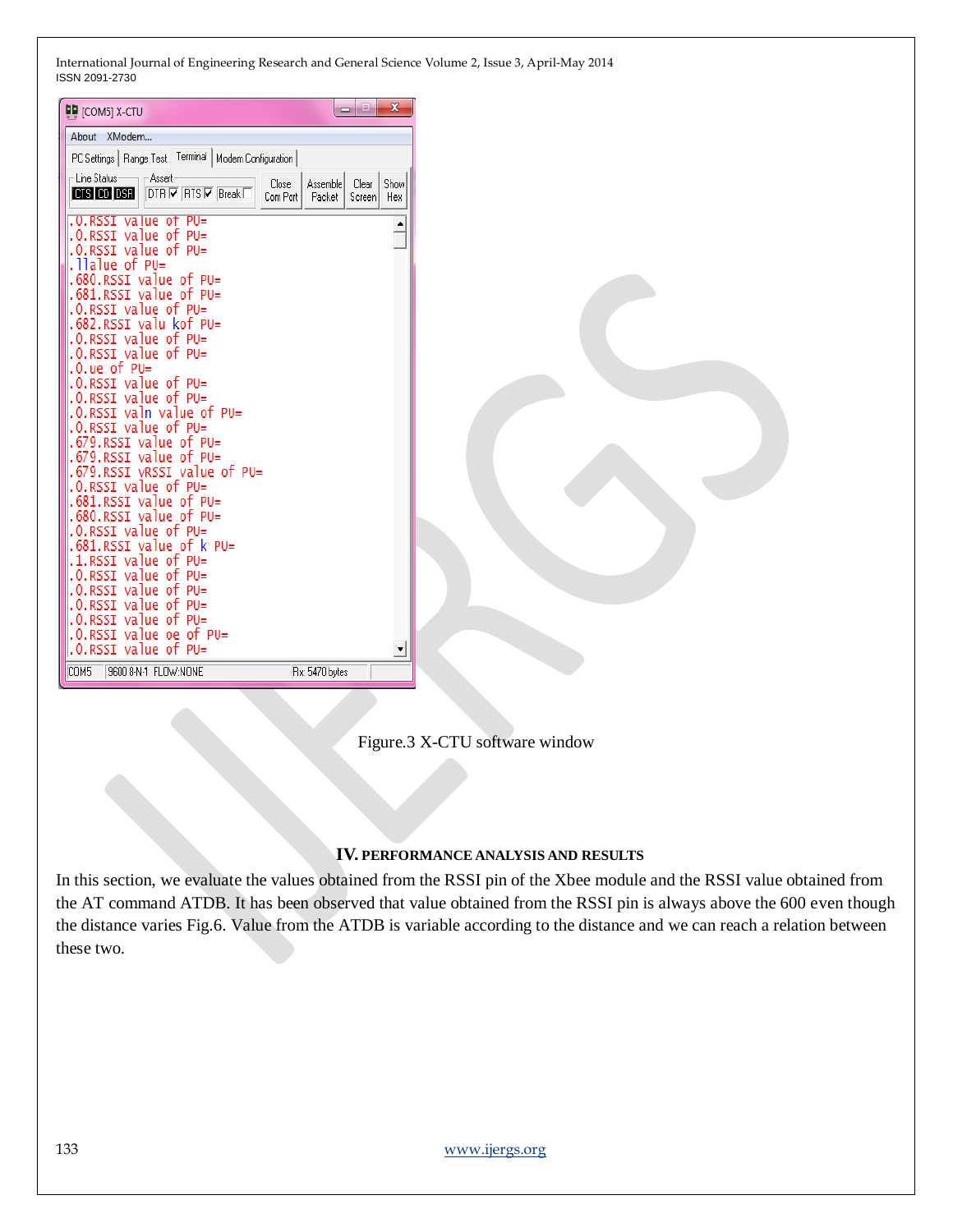Figure.3 X-CTU software window

## IV. PERFORMANCE ANALYSIS AND RESULTS

In this section, we evaluate the values obtained from the RSSI pin of the Xbee module and the RSSI value obtained from the AT command ATDB. It has been observed that value obtained from the RSSI pin is always above the 600 even though the distance varies Fig.6. Value from the ATDB is variable according to the distance and we can reach a relation between these two.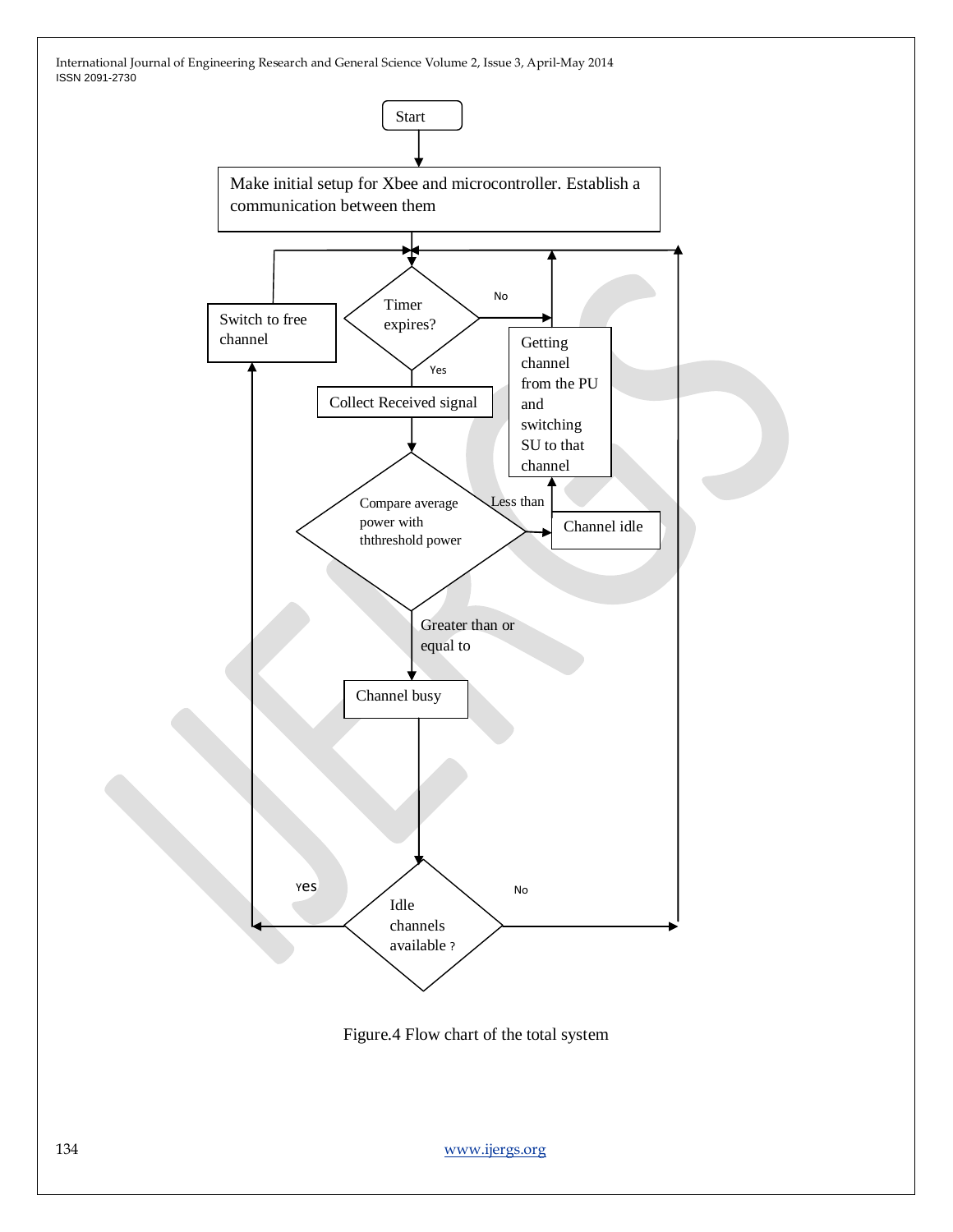Start

Make initial setup for Xbee and microcontroller. Establish a communication between them

Timer expires?

No

Yes

Switch to free channel

Getting channel from the PU and switching SU to that channel

Collect Received signal

Compare average power with ththreshold power

Less than

Channel idle

Greater than or equal to

Channel busy

Yes

Idle channels available ?

No

Figure.4 Flow chart of the total system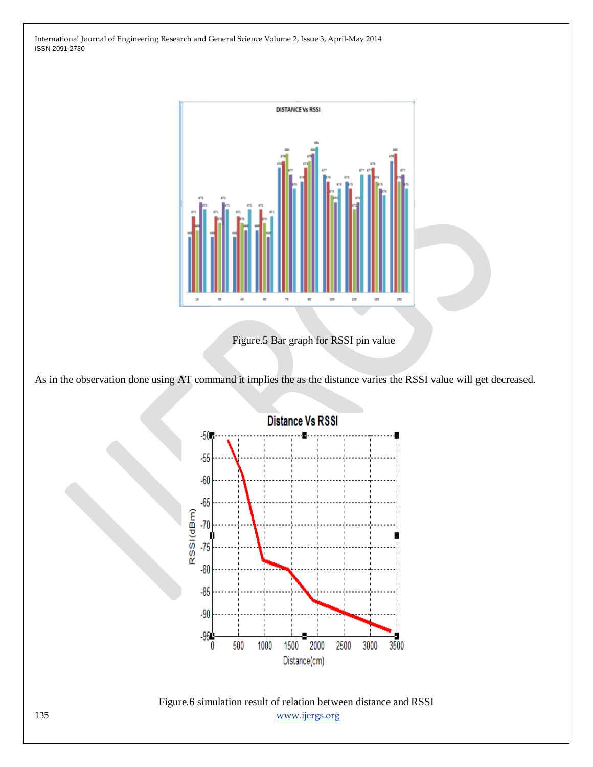Figure.5 Bar graph for RSSI pin value

As in the observation done using AT command it implies the as the distance varies the RSSI value will get decreased.

Figure.6 simulation result of relation between distance and RSSI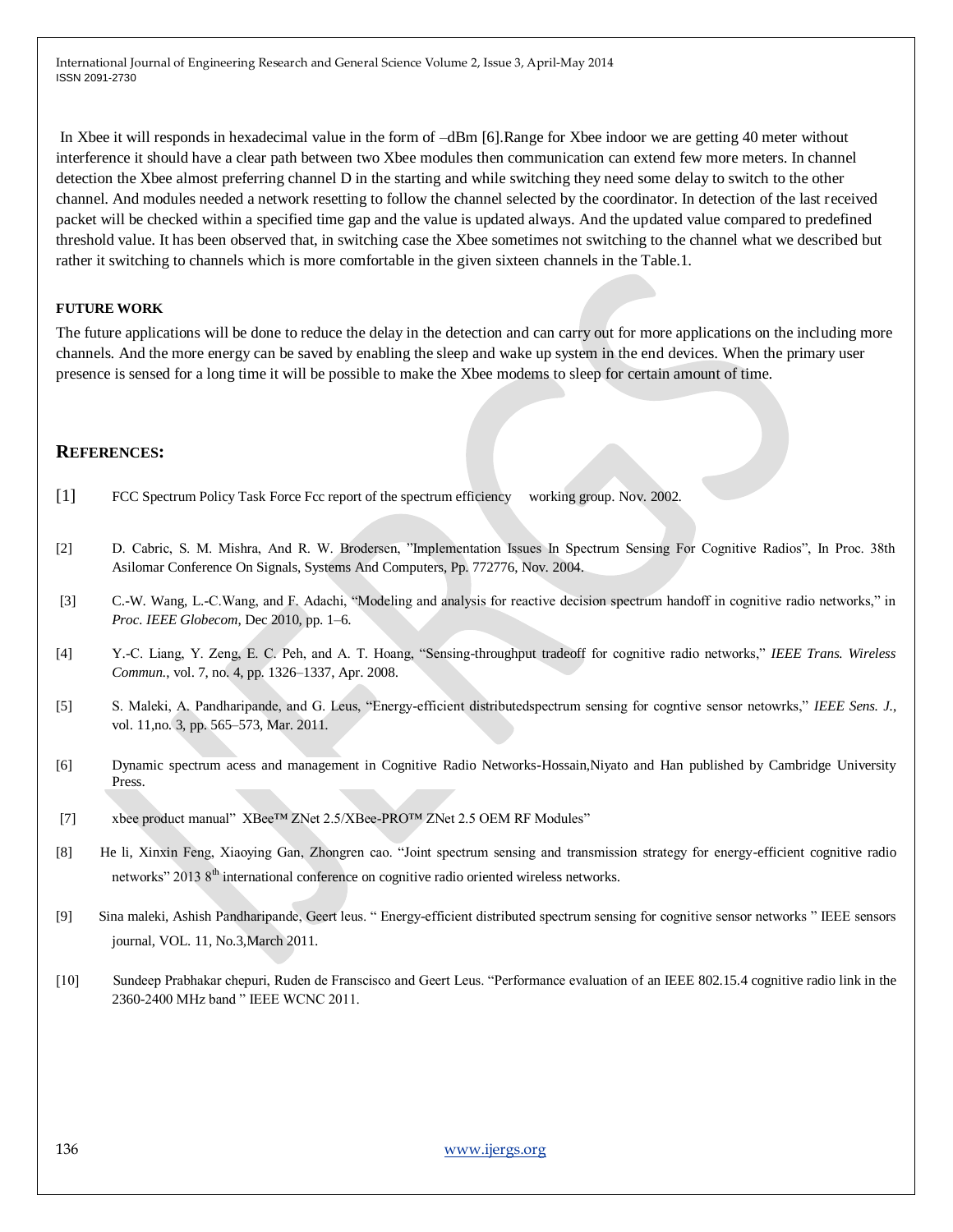In Xbee it will responds in hexadecimal value in the form of –dBm [6].Range for Xbee indoor we are getting 40 meter without interference it should have a clear path between two Xbee modules then communication can extend few more meters. In channel detection the Xbee almost preferring channel D in the starting and while switching they need some delay to switch to the other channel. And modules needed a network resetting to follow the channel selected by the coordinator. In detection of the last received packet will be checked within a specified time gap and the value is updated always. And the updated value compared to predefined threshold value. It has been observed that, in switching case the Xbee sometimes not switching to the channel what we described but rather it switching to channels which is more comfortable in the given sixteen channels in the Table.1.

**FUTURE WORK**

The future applications will be done to reduce the delay in the detection and can carry out for more applications on the including more channels. And the more energy can be saved by enabling the sleep and wake up system in the end devices. When the primary user presence is sensed for a long time it will be possible to make the Xbee modems to sleep for certain amount of time.

## REFERENCES:

[1] FCC Spectrum Policy Task Force Fcc report of the spectrum efficiency working group. Nov. 2002.

[2] D. Cabric, S. M. Mishra, And R. W. Brodersen, "Implementation Issues In Spectrum Sensing For Cognitive Radios", In Proc. 38th Asilomar Conference On Signals, Systems And Computers, Pp. 772776, Nov. 2004.

[3] C.-W. Wang, L.-C.Wang, and F. Adachi, "Modeling and analysis for reactive decision spectrum handoff in cognitive radio networks," in *Proc. IEEE Globecom*, Dec 2010, pp. 1–6.

[4] Y.-C. Liang, Y. Zeng, E. C. Peh, and A. T. Hoang, "Sensing-throughput tradeoff for cognitive radio networks," *IEEE Trans. Wireless Commun.*, vol. 7, no. 4, pp. 1326–1337, Apr. 2008.

[5] S. Maleki, A. Pandharipande, and G. Leus, "Energy-efficient distributedspectrum sensing for cogntive sensor netowrks," *IEEE Sens. J.*, vol. 11,no. 3, pp. 565–573, Mar. 2011.

[6] Dynamic spectrum acess and management in Cognitive Radio Networks-Hossain,Niyato and Han published by Cambridge University Press.

[7] xbee product manual" XBee™ ZNet 2.5/XBee-PRO™ ZNet 2.5 OEM RF Modules"

[8] He li, Xinxin Feng, Xiaoying Gan, Zhongren cao. "Joint spectrum sensing and transmission strategy for energy-efficient cognitive radio networks" 2013 8th international conference on cognitive radio oriented wireless networks.

[9] Sina maleki, Ashish Pandharipande, Geert leus. " Energy-efficient distributed spectrum sensing for cognitive sensor networks " IEEE sensors journal, VOL. 11, No.3,March 2011.

[10] Sundeep Prabhakar chepuri, Ruden de Franscisco and Geert Leus. "Performance evaluation of an IEEE 802.15.4 cognitive radio link in the 2360-2400 MHz band " IEEE WCNC 2011.